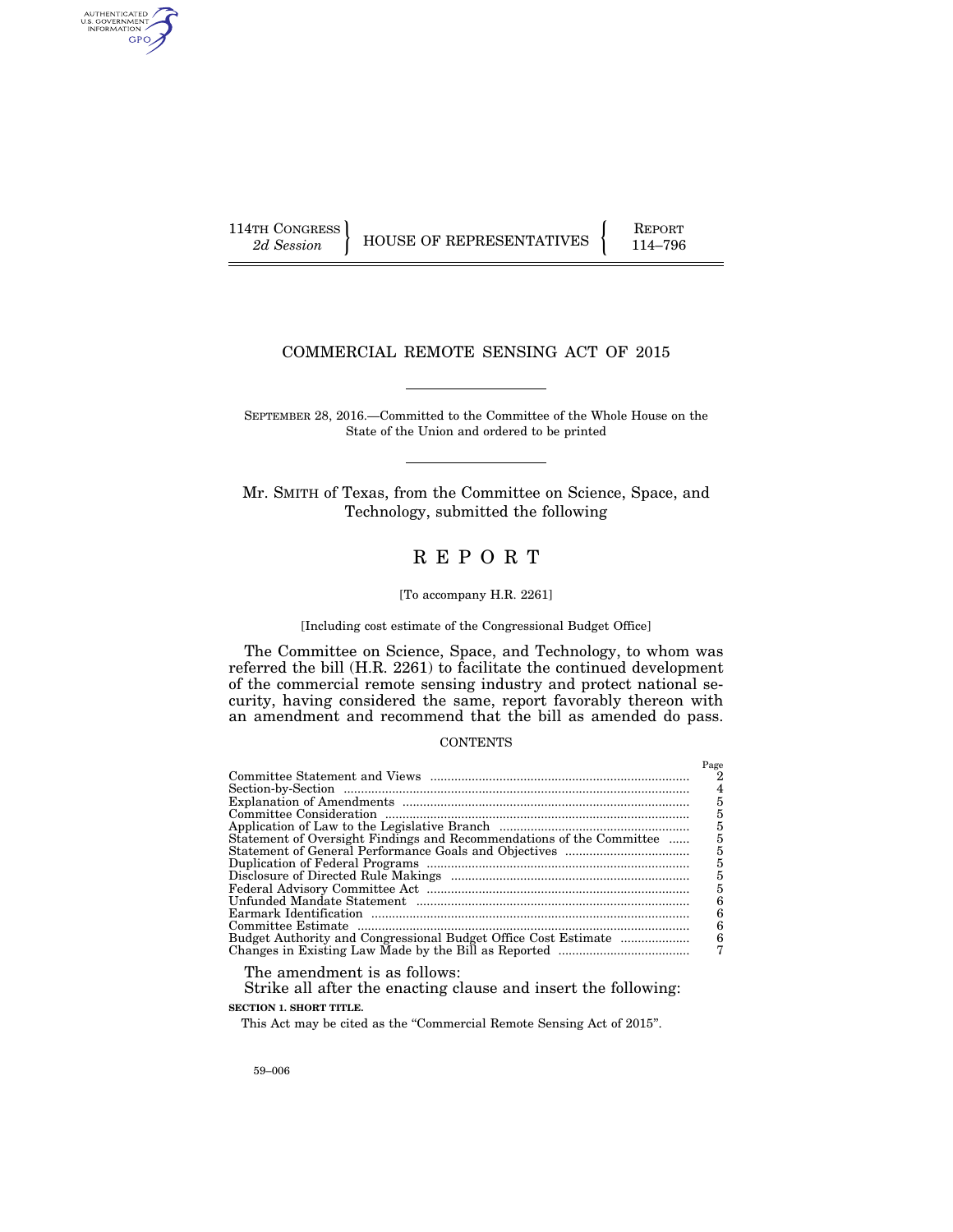114TH CONGRESS
*2d Session*

HOUSE OF REPRESENTATIVES

REPORT
114–796

# COMMERCIAL REMOTE SENSING ACT OF 2015

SEPTEMBER 28, 2016.—Committed to the Committee of the Whole House on the State of the Union and ordered to be printed

Mr. SMITH of Texas, from the Committee on Science, Space, and Technology, submitted the following

# R E P O R T

[To accompany H.R. 2261]

[Including cost estimate of the Congressional Budget Office]

The Committee on Science, Space, and Technology, to whom was referred the bill (H.R. 2261) to facilitate the continued development of the commercial remote sensing industry and protect national security, having considered the same, report favorably thereon with an amendment and recommend that the bill as amended do pass.

CONTENTS

| | Page |
|---|---|
| Committee Statement and Views | 2 |
| Section-by-Section | 4 |
| Explanation of Amendments | 5 |
| Committee Consideration | 5 |
| Application of Law to the Legislative Branch | 5 |
| Statement of Oversight Findings and Recommendations of the Committee | 5 |
| Statement of General Performance Goals and Objectives | 5 |
| Duplication of Federal Programs | 5 |
| Disclosure of Directed Rule Makings | 5 |
| Federal Advisory Committee Act | 5 |
| Unfunded Mandate Statement | 6 |
| Earmark Identification | 6 |
| Committee Estimate | 6 |
| Budget Authority and Congressional Budget Office Cost Estimate | 6 |
| Changes in Existing Law Made by the Bill as Reported | 7 |

The amendment is as follows:

Strike all after the enacting clause and insert the following:

**SECTION 1. SHORT TITLE.**

This Act may be cited as the "Commercial Remote Sensing Act of 2015".

59–006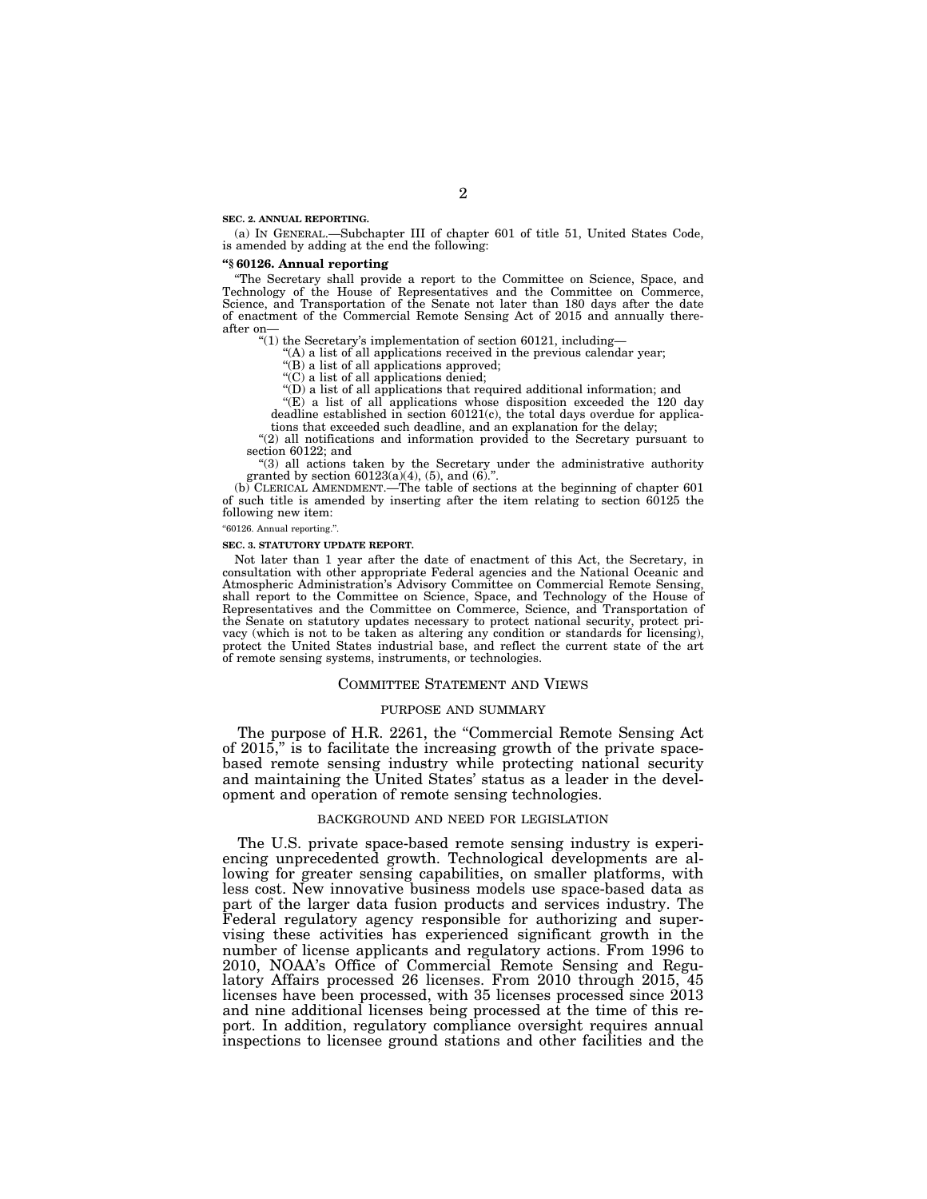**SEC. 2. ANNUAL REPORTING.**

(a) IN GENERAL.—Subchapter III of chapter 601 of title 51, United States Code, is amended by adding at the end the following:

**"§ 60126. Annual reporting**

"The Secretary shall provide a report to the Committee on Science, Space, and Technology of the House of Representatives and the Committee on Commerce, Science, and Transportation of the Senate not later than 180 days after the date of enactment of the Commercial Remote Sensing Act of 2015 and annually thereafter on—

"(1) the Secretary's implementation of section 60121, including—

"(A) a list of all applications received in the previous calendar year;

"(B) a list of all applications approved;

"(C) a list of all applications denied;

"(D) a list of all applications that required additional information; and

"(E) a list of all applications whose disposition exceeded the 120 day deadline established in section 60121(c), the total days overdue for applications that exceeded such deadline, and an explanation for the delay;

"(2) all notifications and information provided to the Secretary pursuant to section 60122; and

"(3) all actions taken by the Secretary under the administrative authority granted by section 60123(a)(4), (5), and (6).".

(b) CLERICAL AMENDMENT.—The table of sections at the beginning of chapter 601 of such title is amended by inserting after the item relating to section 60125 the following new item:

"60126. Annual reporting.".

**SEC. 3. STATUTORY UPDATE REPORT.**

Not later than 1 year after the date of enactment of this Act, the Secretary, in consultation with other appropriate Federal agencies and the National Oceanic and Atmospheric Administration's Advisory Committee on Commercial Remote Sensing, shall report to the Committee on Science, Space, and Technology of the House of Representatives and the Committee on Commerce, Science, and Transportation of the Senate on statutory updates necessary to protect national security, protect privacy (which is not to be taken as altering any condition or standards for licensing), protect the United States industrial base, and reflect the current state of the art of remote sensing systems, instruments, or technologies.

## COMMITTEE STATEMENT AND VIEWS

### PURPOSE AND SUMMARY

The purpose of H.R. 2261, the "Commercial Remote Sensing Act of 2015," is to facilitate the increasing growth of the private space-based remote sensing industry while protecting national security and maintaining the United States' status as a leader in the development and operation of remote sensing technologies.

### BACKGROUND AND NEED FOR LEGISLATION

The U.S. private space-based remote sensing industry is experiencing unprecedented growth. Technological developments are allowing for greater sensing capabilities, on smaller platforms, with less cost. New innovative business models use space-based data as part of the larger data fusion products and services industry. The Federal regulatory agency responsible for authorizing and supervising these activities has experienced significant growth in the number of license applicants and regulatory actions. From 1996 to 2010, NOAA's Office of Commercial Remote Sensing and Regulatory Affairs processed 26 licenses. From 2010 through 2015, 45 licenses have been processed, with 35 licenses processed since 2013 and nine additional licenses being processed at the time of this report. In addition, regulatory compliance oversight requires annual inspections to licensee ground stations and other facilities and the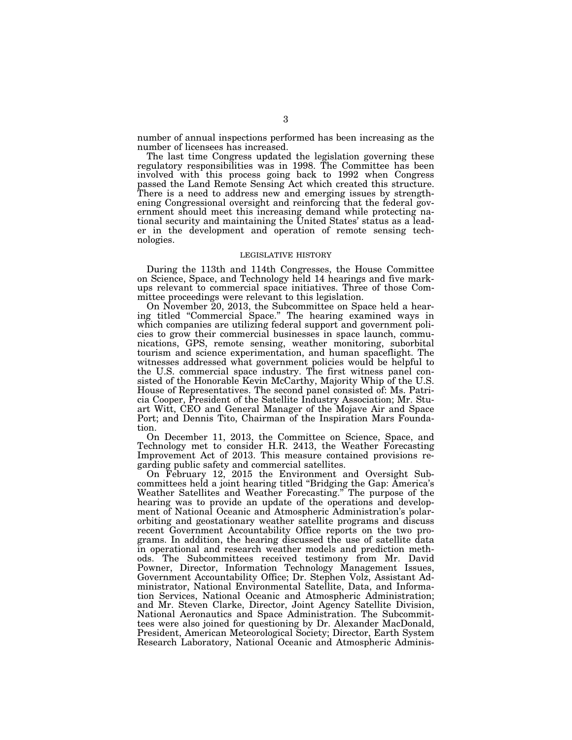number of annual inspections performed has been increasing as the number of licensees has increased.

The last time Congress updated the legislation governing these regulatory responsibilities was in 1998. The Committee has been involved with this process going back to 1992 when Congress passed the Land Remote Sensing Act which created this structure. There is a need to address new and emerging issues by strengthening Congressional oversight and reinforcing that the federal government should meet this increasing demand while protecting national security and maintaining the United States' status as a leader in the development and operation of remote sensing technologies.

## LEGISLATIVE HISTORY

During the 113th and 114th Congresses, the House Committee on Science, Space, and Technology held 14 hearings and five markups relevant to commercial space initiatives. Three of those Committee proceedings were relevant to this legislation.

On November 20, 2013, the Subcommittee on Space held a hearing titled "Commercial Space." The hearing examined ways in which companies are utilizing federal support and government policies to grow their commercial businesses in space launch, communications, GPS, remote sensing, weather monitoring, suborbital tourism and science experimentation, and human spaceflight. The witnesses addressed what government policies would be helpful to the U.S. commercial space industry. The first witness panel consisted of the Honorable Kevin McCarthy, Majority Whip of the U.S. House of Representatives. The second panel consisted of: Ms. Patricia Cooper, President of the Satellite Industry Association; Mr. Stuart Witt, CEO and General Manager of the Mojave Air and Space Port; and Dennis Tito, Chairman of the Inspiration Mars Foundation.

On December 11, 2013, the Committee on Science, Space, and Technology met to consider H.R. 2413, the Weather Forecasting Improvement Act of 2013. This measure contained provisions regarding public safety and commercial satellites.

On February 12, 2015 the Environment and Oversight Subcommittees held a joint hearing titled "Bridging the Gap: America's Weather Satellites and Weather Forecasting." The purpose of the hearing was to provide an update of the operations and development of National Oceanic and Atmospheric Administration's polar-orbiting and geostationary weather satellite programs and discuss recent Government Accountability Office reports on the two programs. In addition, the hearing discussed the use of satellite data in operational and research weather models and prediction methods. The Subcommittees received testimony from Mr. David Powner, Director, Information Technology Management Issues, Government Accountability Office; Dr. Stephen Volz, Assistant Administrator, National Environmental Satellite, Data, and Information Services, National Oceanic and Atmospheric Administration; and Mr. Steven Clarke, Director, Joint Agency Satellite Division, National Aeronautics and Space Administration. The Subcommittees were also joined for questioning by Dr. Alexander MacDonald, President, American Meteorological Society; Director, Earth System Research Laboratory, National Oceanic and Atmospheric Adminis-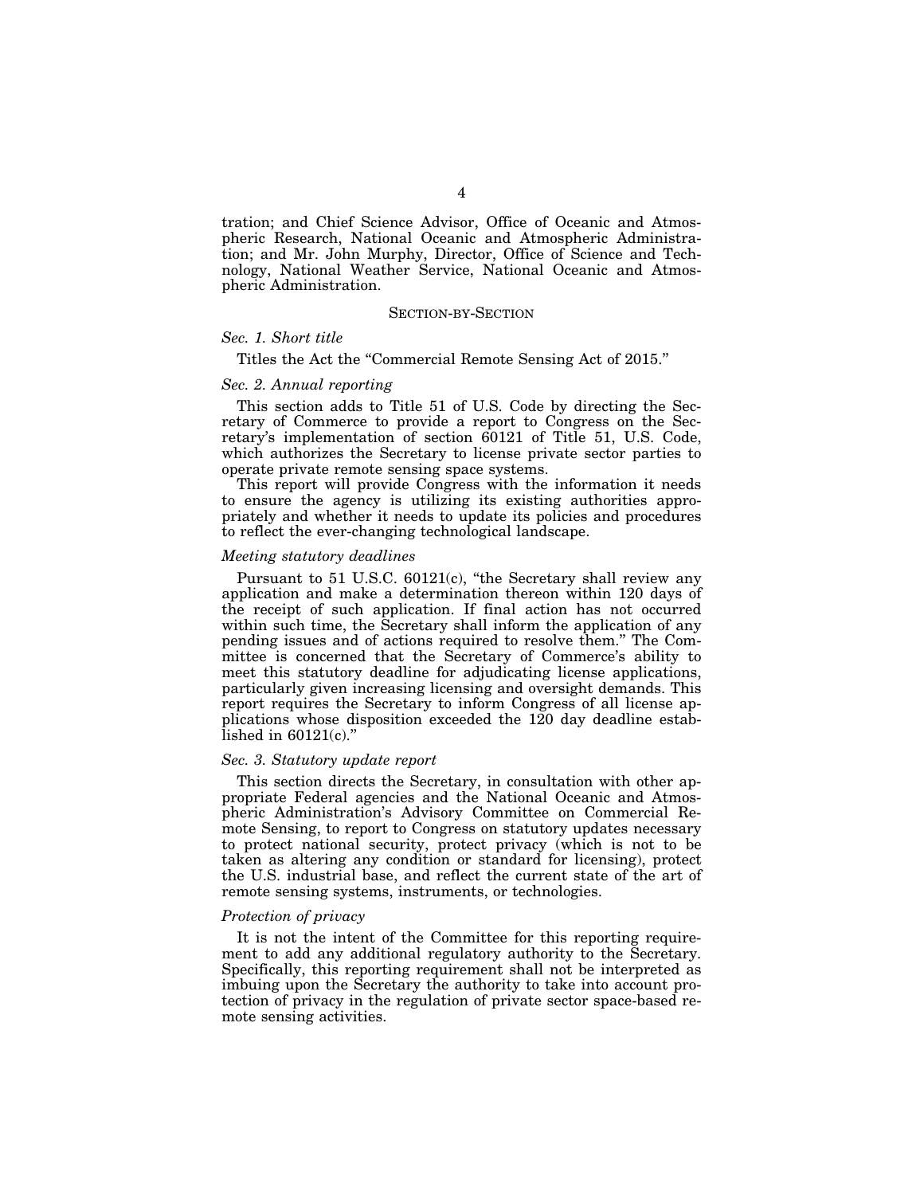tration; and Chief Science Advisor, Office of Oceanic and Atmospheric Research, National Oceanic and Atmospheric Administration; and Mr. John Murphy, Director, Office of Science and Technology, National Weather Service, National Oceanic and Atmospheric Administration.

## SECTION-BY-SECTION

### *Sec. 1. Short title*

Titles the Act the "Commercial Remote Sensing Act of 2015."

### *Sec. 2. Annual reporting*

This section adds to Title 51 of U.S. Code by directing the Secretary of Commerce to provide a report to Congress on the Secretary's implementation of section 60121 of Title 51, U.S. Code, which authorizes the Secretary to license private sector parties to operate private remote sensing space systems.

This report will provide Congress with the information it needs to ensure the agency is utilizing its existing authorities appropriately and whether it needs to update its policies and procedures to reflect the ever-changing technological landscape.

### *Meeting statutory deadlines*

Pursuant to 51 U.S.C. 60121(c), "the Secretary shall review any application and make a determination thereon within 120 days of the receipt of such application. If final action has not occurred within such time, the Secretary shall inform the application of any pending issues and of actions required to resolve them." The Committee is concerned that the Secretary of Commerce's ability to meet this statutory deadline for adjudicating license applications, particularly given increasing licensing and oversight demands. This report requires the Secretary to inform Congress of all license applications whose disposition exceeded the 120 day deadline established in 60121(c)."

### *Sec. 3. Statutory update report*

This section directs the Secretary, in consultation with other appropriate Federal agencies and the National Oceanic and Atmospheric Administration's Advisory Committee on Commercial Remote Sensing, to report to Congress on statutory updates necessary to protect national security, protect privacy (which is not to be taken as altering any condition or standard for licensing), protect the U.S. industrial base, and reflect the current state of the art of remote sensing systems, instruments, or technologies.

### *Protection of privacy*

It is not the intent of the Committee for this reporting requirement to add any additional regulatory authority to the Secretary. Specifically, this reporting requirement shall not be interpreted as imbuing upon the Secretary the authority to take into account protection of privacy in the regulation of private sector space-based remote sensing activities.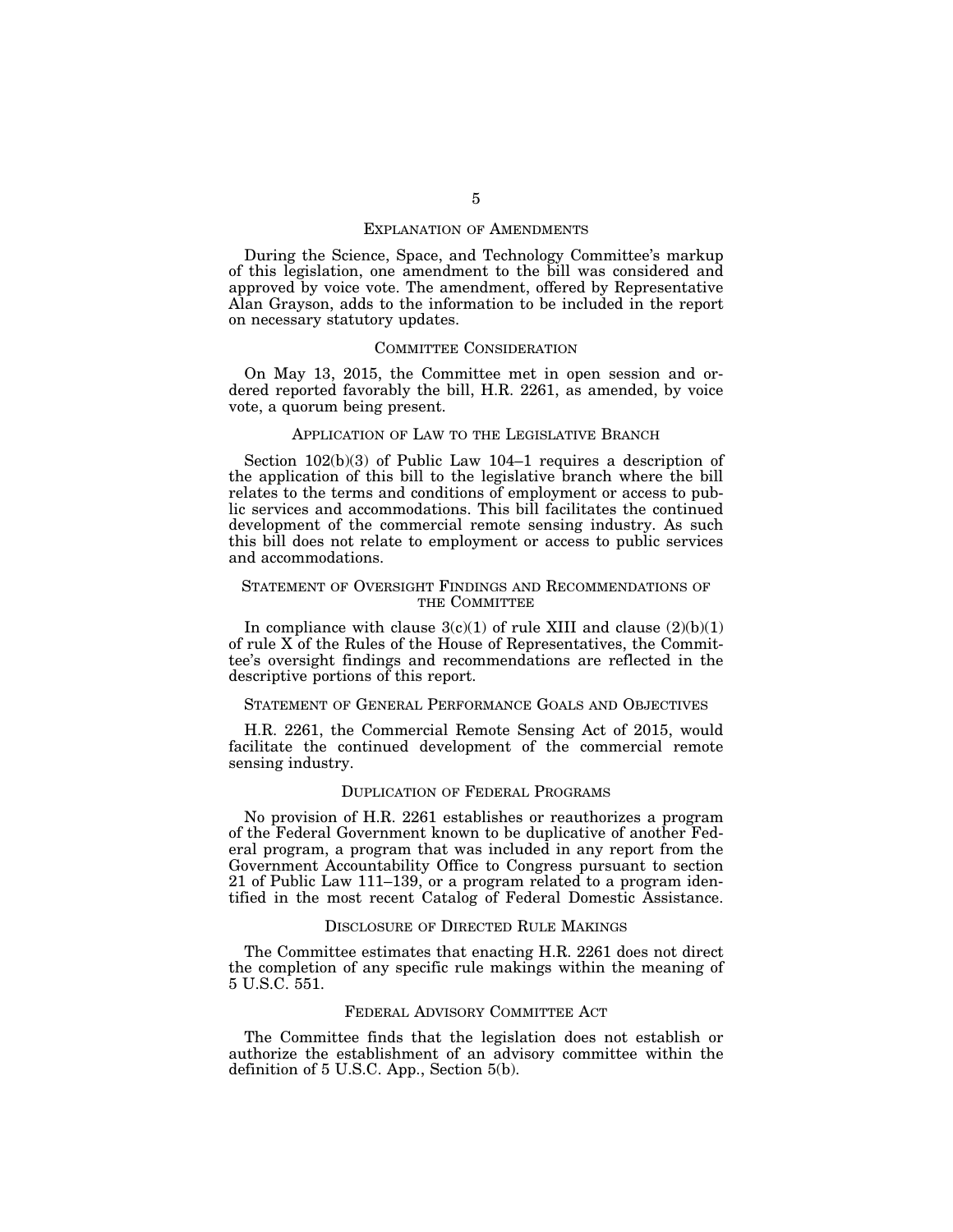## EXPLANATION OF AMENDMENTS

During the Science, Space, and Technology Committee's markup of this legislation, one amendment to the bill was considered and approved by voice vote. The amendment, offered by Representative Alan Grayson, adds to the information to be included in the report on necessary statutory updates.

## COMMITTEE CONSIDERATION

On May 13, 2015, the Committee met in open session and ordered reported favorably the bill, H.R. 2261, as amended, by voice vote, a quorum being present.

## APPLICATION OF LAW TO THE LEGISLATIVE BRANCH

Section 102(b)(3) of Public Law 104–1 requires a description of the application of this bill to the legislative branch where the bill relates to the terms and conditions of employment or access to public services and accommodations. This bill facilitates the continued development of the commercial remote sensing industry. As such this bill does not relate to employment or access to public services and accommodations.

## STATEMENT OF OVERSIGHT FINDINGS AND RECOMMENDATIONS OF THE COMMITTEE

In compliance with clause 3(c)(1) of rule XIII and clause (2)(b)(1) of rule X of the Rules of the House of Representatives, the Committee's oversight findings and recommendations are reflected in the descriptive portions of this report.

## STATEMENT OF GENERAL PERFORMANCE GOALS AND OBJECTIVES

H.R. 2261, the Commercial Remote Sensing Act of 2015, would facilitate the continued development of the commercial remote sensing industry.

## DUPLICATION OF FEDERAL PROGRAMS

No provision of H.R. 2261 establishes or reauthorizes a program of the Federal Government known to be duplicative of another Federal program, a program that was included in any report from the Government Accountability Office to Congress pursuant to section 21 of Public Law 111–139, or a program related to a program identified in the most recent Catalog of Federal Domestic Assistance.

## DISCLOSURE OF DIRECTED RULE MAKINGS

The Committee estimates that enacting H.R. 2261 does not direct the completion of any specific rule makings within the meaning of 5 U.S.C. 551.

## FEDERAL ADVISORY COMMITTEE ACT

The Committee finds that the legislation does not establish or authorize the establishment of an advisory committee within the definition of 5 U.S.C. App., Section 5(b).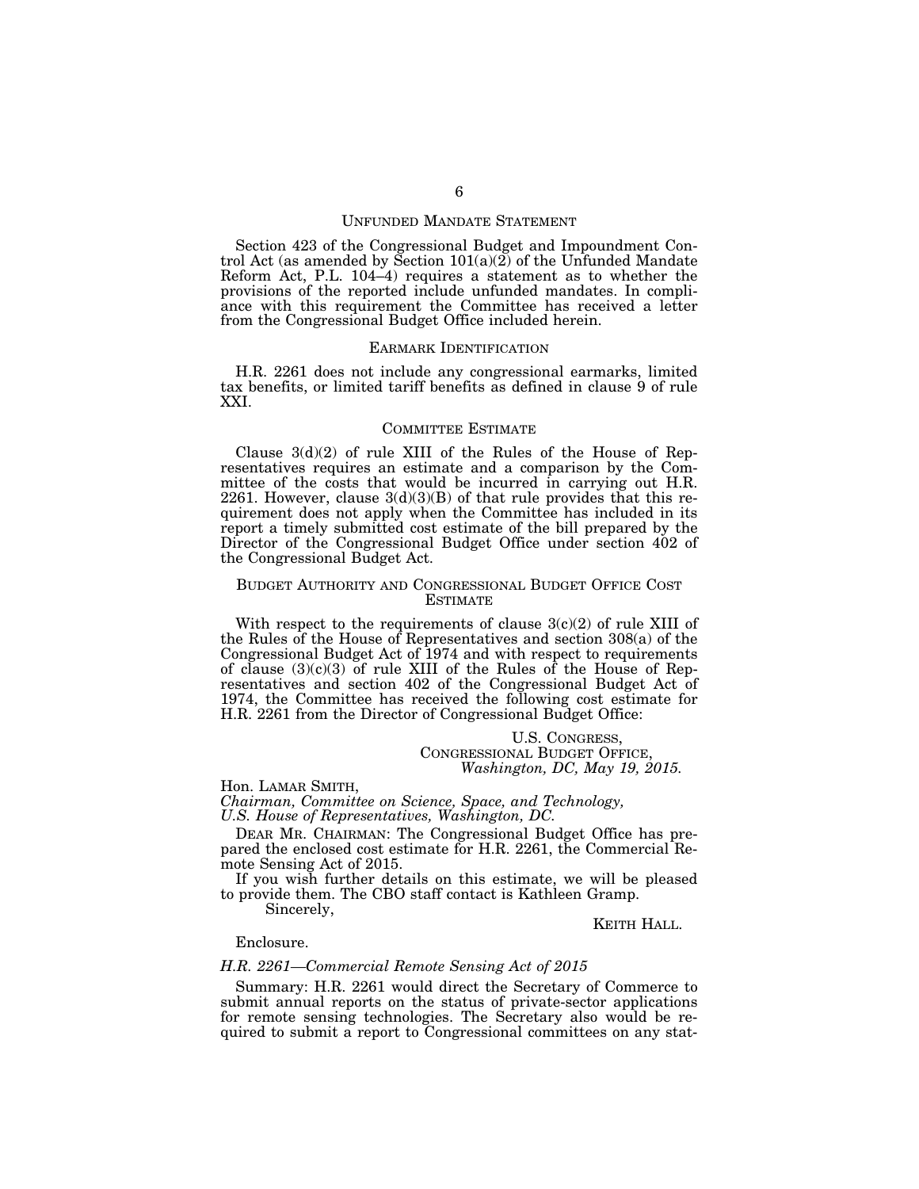## UNFUNDED MANDATE STATEMENT

Section 423 of the Congressional Budget and Impoundment Control Act (as amended by Section 101(a)(2) of the Unfunded Mandate Reform Act, P.L. 104–4) requires a statement as to whether the provisions of the reported include unfunded mandates. In compliance with this requirement the Committee has received a letter from the Congressional Budget Office included herein.

## EARMARK IDENTIFICATION

H.R. 2261 does not include any congressional earmarks, limited tax benefits, or limited tariff benefits as defined in clause 9 of rule XXI.

## COMMITTEE ESTIMATE

Clause 3(d)(2) of rule XIII of the Rules of the House of Representatives requires an estimate and a comparison by the Committee of the costs that would be incurred in carrying out H.R. 2261. However, clause 3(d)(3)(B) of that rule provides that this requirement does not apply when the Committee has included in its report a timely submitted cost estimate of the bill prepared by the Director of the Congressional Budget Office under section 402 of the Congressional Budget Act.

## BUDGET AUTHORITY AND CONGRESSIONAL BUDGET OFFICE COST ESTIMATE

With respect to the requirements of clause 3(c)(2) of rule XIII of the Rules of the House of Representatives and section 308(a) of the Congressional Budget Act of 1974 and with respect to requirements of clause (3)(c)(3) of rule XIII of the Rules of the House of Representatives and section 402 of the Congressional Budget Act of 1974, the Committee has received the following cost estimate for H.R. 2261 from the Director of Congressional Budget Office:

U.S. CONGRESS,
CONGRESSIONAL BUDGET OFFICE,
*Washington, DC, May 19, 2015.*

Hon. LAMAR SMITH,
*Chairman, Committee on Science, Space, and Technology,*
*U.S. House of Representatives, Washington, DC.*

DEAR MR. CHAIRMAN: The Congressional Budget Office has prepared the enclosed cost estimate for H.R. 2261, the Commercial Remote Sensing Act of 2015.

If you wish further details on this estimate, we will be pleased to provide them. The CBO staff contact is Kathleen Gramp.

Sincerely,

KEITH HALL.

Enclosure.

*H.R. 2261—Commercial Remote Sensing Act of 2015*

Summary: H.R. 2261 would direct the Secretary of Commerce to submit annual reports on the status of private-sector applications for remote sensing technologies. The Secretary also would be required to submit a report to Congressional committees on any stat-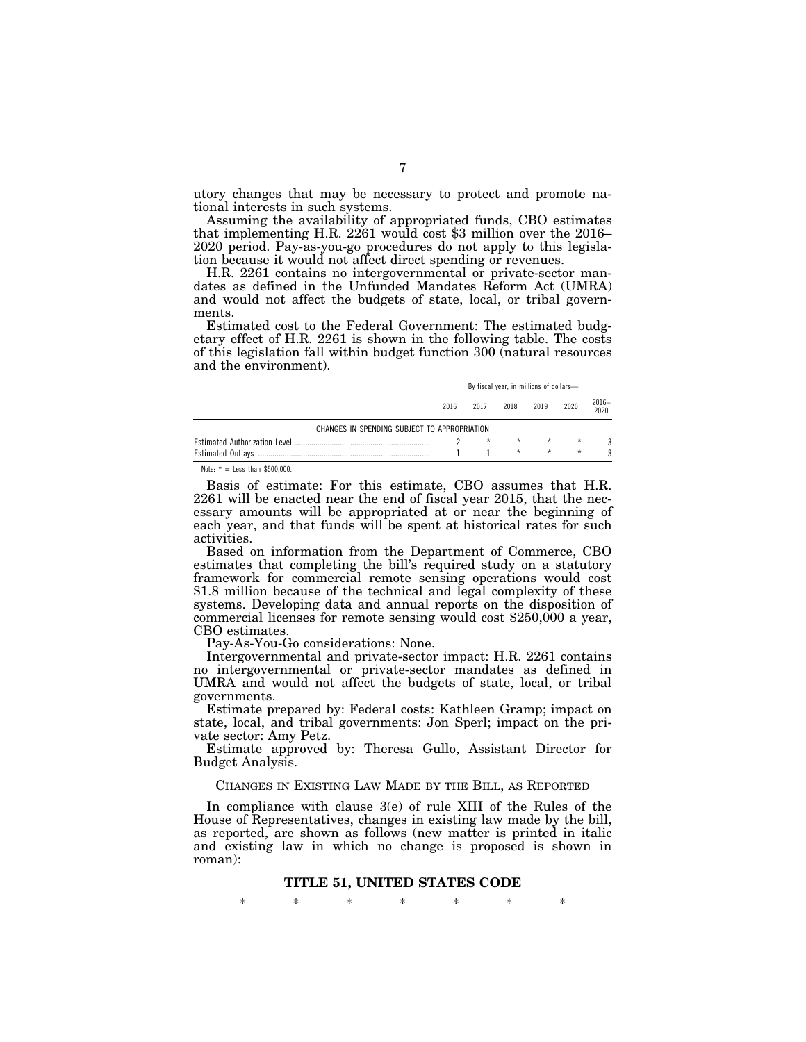utory changes that may be necessary to protect and promote national interests in such systems.

Assuming the availability of appropriated funds, CBO estimates that implementing H.R. 2261 would cost $3 million over the 2016–2020 period. Pay-as-you-go procedures do not apply to this legislation because it would not affect direct spending or revenues.

H.R. 2261 contains no intergovernmental or private-sector mandates as defined in the Unfunded Mandates Reform Act (UMRA) and would not affect the budgets of state, local, or tribal governments.

Estimated cost to the Federal Government: The estimated budgetary effect of H.R. 2261 is shown in the following table. The costs of this legislation fall within budget function 300 (natural resources and the environment).

| | By fiscal year, in millions of dollars— | | | | | |
|---|---|---|---|---|---|---|
| | 2016 | 2017 | 2018 | 2019 | 2020 | 2016–2020 |
| CHANGES IN SPENDING SUBJECT TO APPROPRIATION | | | | | | |
| Estimated Authorization Level | 2 | * | * | * | * | 3 |
| Estimated Outlays | 1 | 1 | * | * | * | 3 |

Note: * = Less than $500,000.

Basis of estimate: For this estimate, CBO assumes that H.R. 2261 will be enacted near the end of fiscal year 2015, that the necessary amounts will be appropriated at or near the beginning of each year, and that funds will be spent at historical rates for such activities.

Based on information from the Department of Commerce, CBO estimates that completing the bill's required study on a statutory framework for commercial remote sensing operations would cost $1.8 million because of the technical and legal complexity of these systems. Developing data and annual reports on the disposition of commercial licenses for remote sensing would cost $250,000 a year, CBO estimates.

Pay-As-You-Go considerations: None.

Intergovernmental and private-sector impact: H.R. 2261 contains no intergovernmental or private-sector mandates as defined in UMRA and would not affect the budgets of state, local, or tribal governments.

Estimate prepared by: Federal costs: Kathleen Gramp; impact on state, local, and tribal governments: Jon Sperl; impact on the private sector: Amy Petz.

Estimate approved by: Theresa Gullo, Assistant Director for Budget Analysis.

## CHANGES IN EXISTING LAW MADE BY THE BILL, AS REPORTED

In compliance with clause 3(e) of rule XIII of the Rules of the House of Representatives, changes in existing law made by the bill, as reported, are shown as follows (new matter is printed in italic and existing law in which no change is proposed is shown in roman):

### TITLE 51, UNITED STATES CODE

\* \* \* \* \* \* \*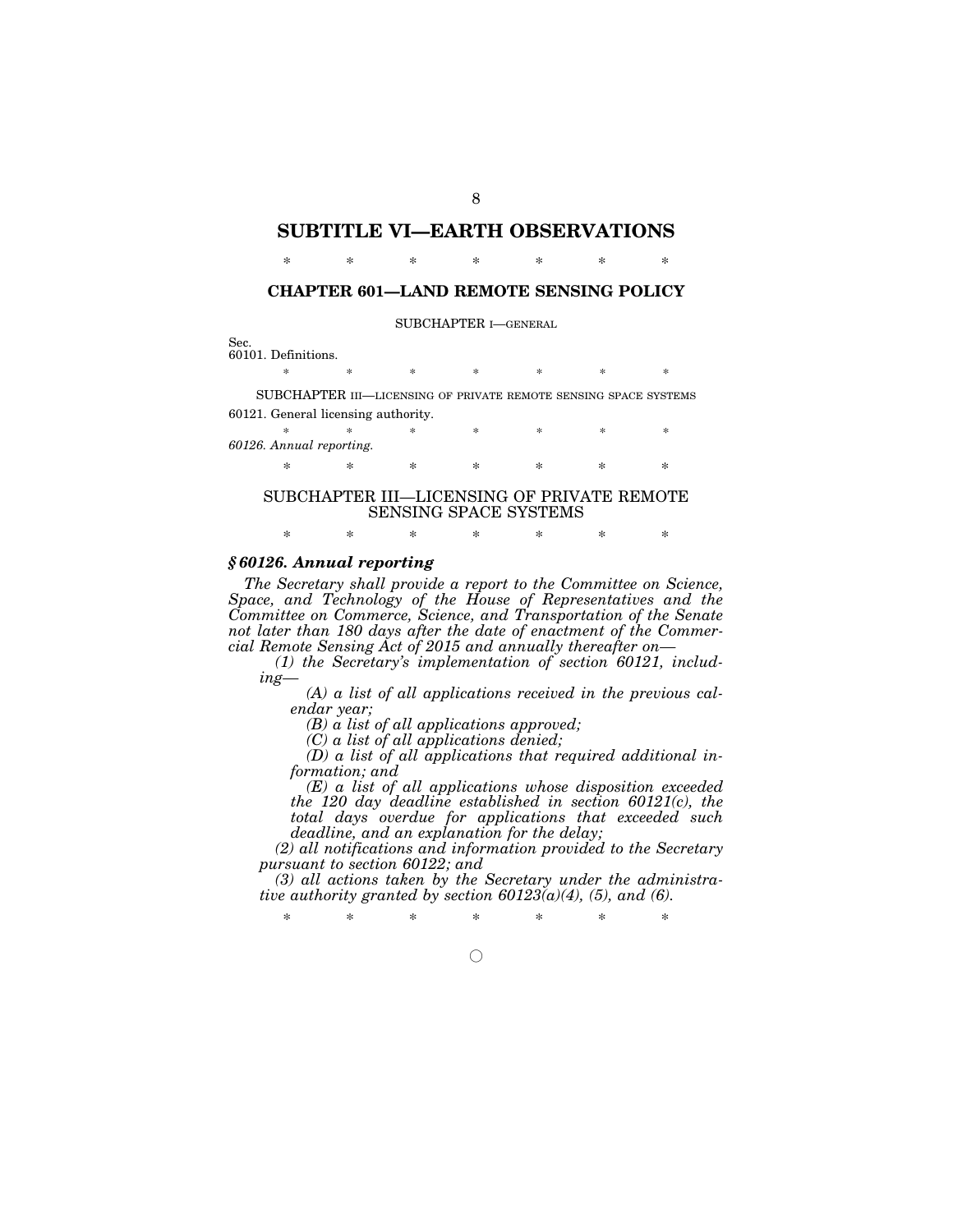# SUBTITLE VI—EARTH OBSERVATIONS

\* \* \* \* \* \* \*

## CHAPTER 601—LAND REMOTE SENSING POLICY

SUBCHAPTER I—GENERAL

Sec.
60101. Definitions.

\* \* \* \* \* \* \*

SUBCHAPTER III—LICENSING OF PRIVATE REMOTE SENSING SPACE SYSTEMS

60121. General licensing authority.

\* \* \* \* \* \* \*

*60126. Annual reporting.*

\* \* \* \* \* \* \*

### SUBCHAPTER III—LICENSING OF PRIVATE REMOTE SENSING SPACE SYSTEMS

\* \* \* \* \* \* \*

### *§ 60126. Annual reporting*

*The Secretary shall provide a report to the Committee on Science, Space, and Technology of the House of Representatives and the Committee on Commerce, Science, and Transportation of the Senate not later than 180 days after the date of enactment of the Commercial Remote Sensing Act of 2015 and annually thereafter on—*

*(1) the Secretary's implementation of section 60121, including—*

*(A) a list of all applications received in the previous calendar year;*

*(B) a list of all applications approved;*

*(C) a list of all applications denied;*

*(D) a list of all applications that required additional information; and*

*(E) a list of all applications whose disposition exceeded the 120 day deadline established in section 60121(c), the total days overdue for applications that exceeded such deadline, and an explanation for the delay;*

*(2) all notifications and information provided to the Secretary pursuant to section 60122; and*

*(3) all actions taken by the Secretary under the administrative authority granted by section 60123(a)(4), (5), and (6).*

\* \* \* \* \* \* \*